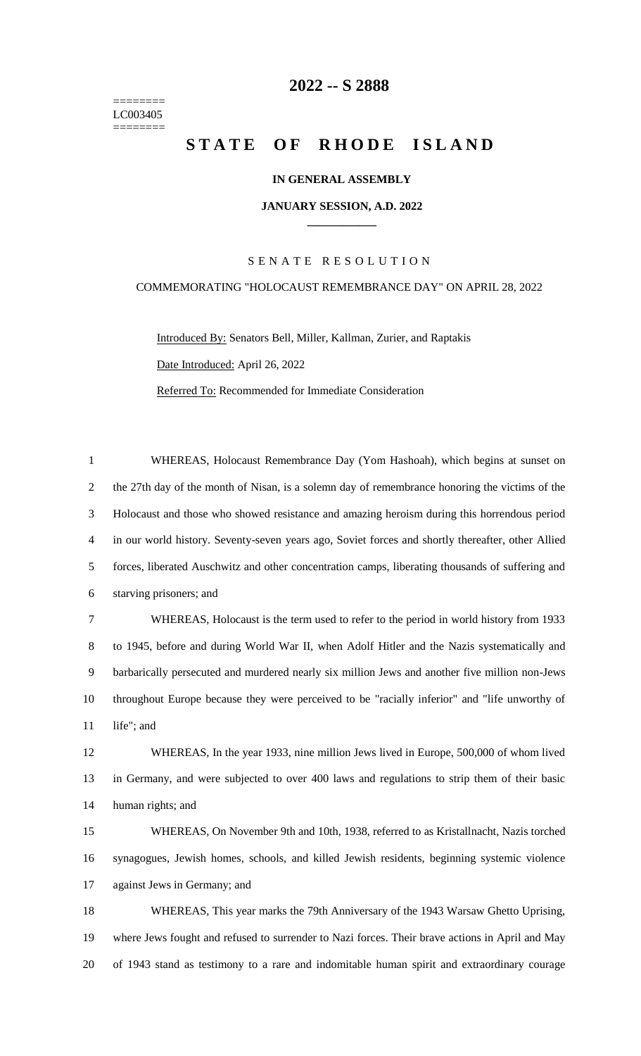# 2022 -- S 2888

========
LC003405
========

# STATE OF RHODE ISLAND

**IN GENERAL ASSEMBLY**

**JANUARY SESSION, A.D. 2022**

SENATE RESOLUTION

COMMEMORATING "HOLOCAUST REMEMBRANCE DAY" ON APRIL 28, 2022

Introduced By: Senators Bell, Miller, Kallman, Zurier, and Raptakis

Date Introduced: April 26, 2022

Referred To: Recommended for Immediate Consideration

WHEREAS, Holocaust Remembrance Day (Yom Hashoah), which begins at sunset on the 27th day of the month of Nisan, is a solemn day of remembrance honoring the victims of the Holocaust and those who showed resistance and amazing heroism during this horrendous period in our world history. Seventy-seven years ago, Soviet forces and shortly thereafter, other Allied forces, liberated Auschwitz and other concentration camps, liberating thousands of suffering and starving prisoners; and

WHEREAS, Holocaust is the term used to refer to the period in world history from 1933 to 1945, before and during World War II, when Adolf Hitler and the Nazis systematically and barbarically persecuted and murdered nearly six million Jews and another five million non-Jews throughout Europe because they were perceived to be "racially inferior" and "life unworthy of life"; and

WHEREAS, In the year 1933, nine million Jews lived in Europe, 500,000 of whom lived in Germany, and were subjected to over 400 laws and regulations to strip them of their basic human rights; and

WHEREAS, On November 9th and 10th, 1938, referred to as Kristallnacht, Nazis torched synagogues, Jewish homes, schools, and killed Jewish residents, beginning systemic violence against Jews in Germany; and

WHEREAS, This year marks the 79th Anniversary of the 1943 Warsaw Ghetto Uprising, where Jews fought and refused to surrender to Nazi forces. Their brave actions in April and May of 1943 stand as testimony to a rare and indomitable human spirit and extraordinary courage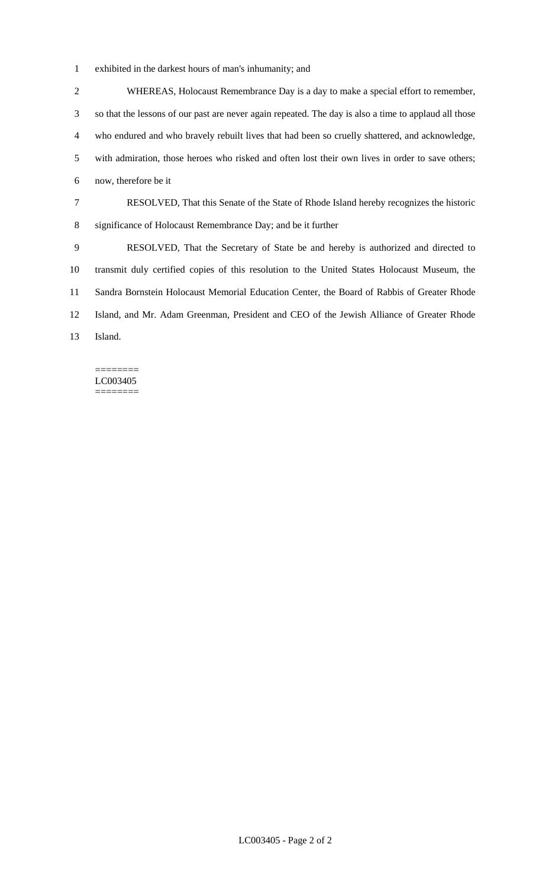exhibited in the darkest hours of man's inhumanity; and

WHEREAS, Holocaust Remembrance Day is a day to make a special effort to remember, so that the lessons of our past are never again repeated. The day is also a time to applaud all those who endured and who bravely rebuilt lives that had been so cruelly shattered, and acknowledge, with admiration, those heroes who risked and often lost their own lives in order to save others; now, therefore be it

RESOLVED, That this Senate of the State of Rhode Island hereby recognizes the historic significance of Holocaust Remembrance Day; and be it further

RESOLVED, That the Secretary of State be and hereby is authorized and directed to transmit duly certified copies of this resolution to the United States Holocaust Museum, the Sandra Bornstein Holocaust Memorial Education Center, the Board of Rabbis of Greater Rhode Island, and Mr. Adam Greenman, President and CEO of the Jewish Alliance of Greater Rhode Island.

========
LC003405
========